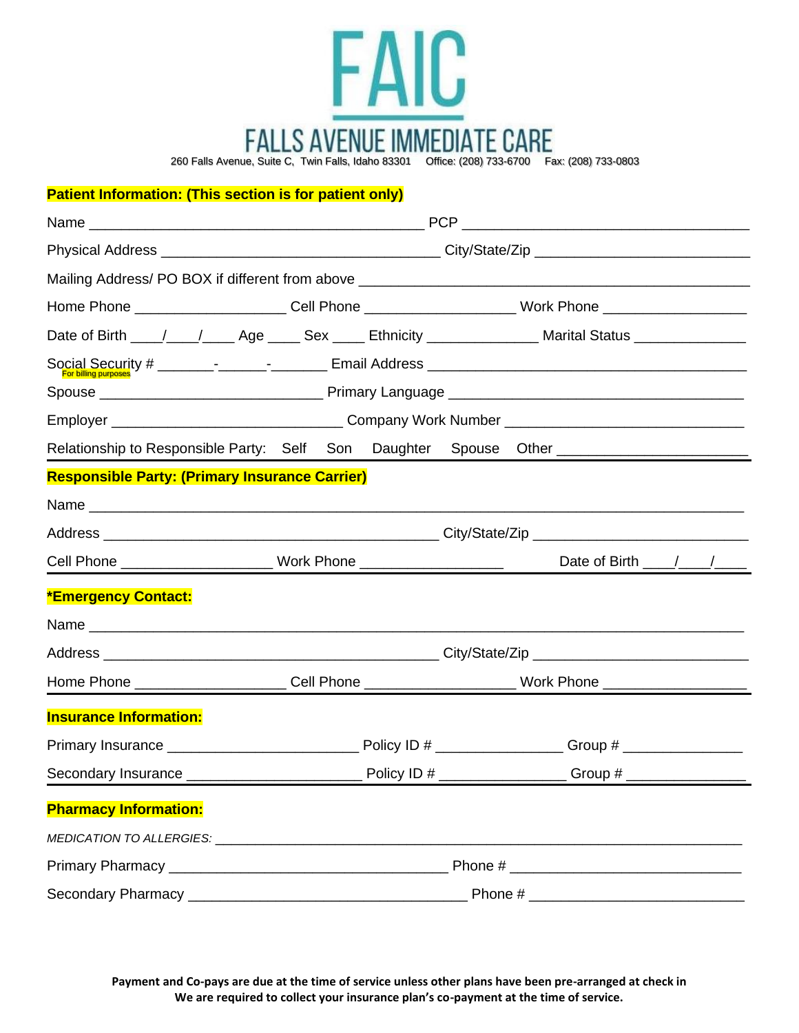# FAIC

## FALLS AVENUE IMMEDIATE CARE

260 Falls Avenue, Suite C, Twin Falls, Idaho 83301 Office: (208) 733-6700 Fax: (208) 733-0803

**Patient Information: (This section is for patient only)**

Name ___________________________________________ PCP ___________________________________

Physical Address ____________________________________ City/State/Zip ____________________________

Mailing Address/ PO BOX if different from above ________________________________________________

Home Phone ___________________ Cell Phone ___________________ Work Phone _________________

Date of Birth ____/____/____ Age ____ Sex ____ Ethnicity ______________ Marital Status ______________

Social Security # _______-______-_______ Email Address __________________________________________
For billing purposes

Spouse _____________________________ Primary Language _______________________________________

Employer ______________________________ Company Work Number ___________________________

Relationship to Responsible Party: Self Son Daughter Spouse Other _______________________

**Responsible Party: (Primary Insurance Carrier)**

Name _______________________________________________________________________________

Address ____________________________________________ City/State/Zip ___________________________

Cell Phone ___________________ Work Phone __________________ Date of Birth ____/____/____

***Emergency Contact:**

Name _______________________________________________________________________________

Address ____________________________________________ City/State/Zip ___________________________

Home Phone ___________________ Cell Phone ___________________ Work Phone _________________

**Insurance Information:**

Primary Insurance ________________________ Policy ID # ________________ Group # _______________

Secondary Insurance ______________________ Policy ID # ________________ Group # _______________

**Pharmacy Information:**

*MEDICATION TO ALLERGIES:* ___________________________________________________________________

Primary Pharmacy ___________________________________ Phone # ______________________________

Secondary Pharmacy ___________________________________ Phone # ____________________________

**Payment and Co-pays are due at the time of service unless other plans have been pre-arranged at check in**
**We are required to collect your insurance plan's co-payment at the time of service.**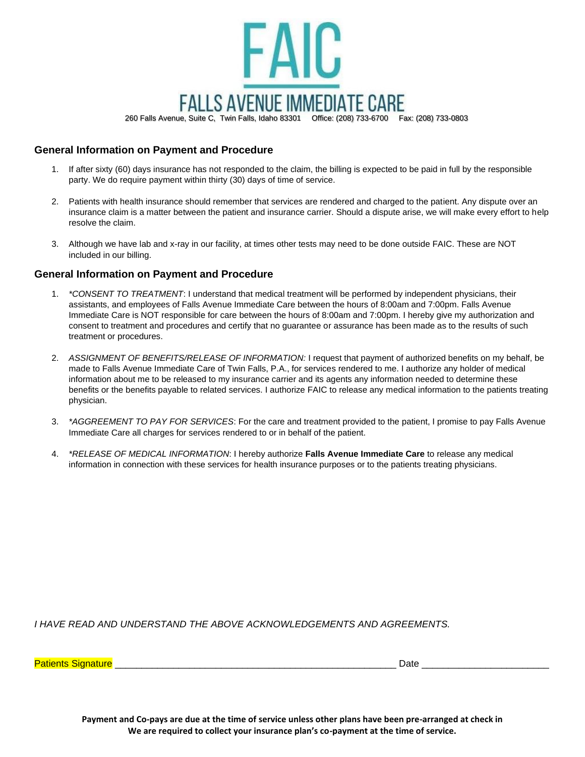# FAIC

## FALLS AVENUE IMMEDIATE CARE

260 Falls Avenue, Suite C, Twin Falls, Idaho 83301 Office: (208) 733-6700 Fax: (208) 733-0803

### General Information on Payment and Procedure

1. If after sixty (60) days insurance has not responded to the claim, the billing is expected to be paid in full by the responsible party. We do require payment within thirty (30) days of time of service.

2. Patients with health insurance should remember that services are rendered and charged to the patient. Any dispute over an insurance claim is a matter between the patient and insurance carrier. Should a dispute arise, we will make every effort to help resolve the claim.

3. Although we have lab and x-ray in our facility, at times other tests may need to be done outside FAIC. These are NOT included in our billing.

### General Information on Payment and Procedure

1. *\*CONSENT TO TREATMENT*: I understand that medical treatment will be performed by independent physicians, their assistants, and employees of Falls Avenue Immediate Care between the hours of 8:00am and 7:00pm. Falls Avenue Immediate Care is NOT responsible for care between the hours of 8:00am and 7:00pm. I hereby give my authorization and consent to treatment and procedures and certify that no guarantee or assurance has been made as to the results of such treatment or procedures.

2. *ASSIGNMENT OF BENEFITS/RELEASE OF INFORMATION:* I request that payment of authorized benefits on my behalf, be made to Falls Avenue Immediate Care of Twin Falls, P.A., for services rendered to me. I authorize any holder of medical information about me to be released to my insurance carrier and its agents any information needed to determine these benefits or the benefits payable to related services. I authorize FAIC to release any medical information to the patients treating physician.

3. *\*AGGREEMENT TO PAY FOR SERVICES*: For the care and treatment provided to the patient, I promise to pay Falls Avenue Immediate Care all charges for services rendered to or in behalf of the patient.

4. *\*RELEASE OF MEDICAL INFORMATION*: I hereby authorize **Falls Avenue Immediate Care** to release any medical information in connection with these services for health insurance purposes or to the patients treating physicians.

*I HAVE READ AND UNDERSTAND THE ABOVE ACKNOWLEDGEMENTS AND AGREEMENTS.*

Patients Signature ______________________________________________________ Date _______________________

**Payment and Co-pays are due at the time of service unless other plans have been pre-arranged at check in**
**We are required to collect your insurance plan's co-payment at the time of service.**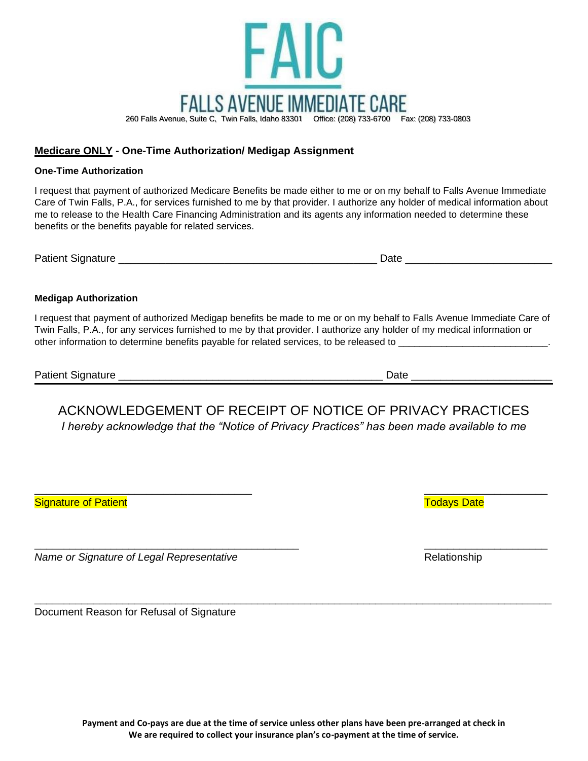# FAIC

## FALLS AVENUE IMMEDIATE CARE

260 Falls Avenue, Suite C, Twin Falls, Idaho 83301 Office: (208) 733-6700 Fax: (208) 733-0803

### <u>Medicare ONLY</u> - One-Time Authorization/ Medigap Assignment

**One-Time Authorization**

I request that payment of authorized Medicare Benefits be made either to me or on my behalf to Falls Avenue Immediate Care of Twin Falls, P.A., for services furnished to me by that provider. I authorize any holder of medical information about me to release to the Health Care Financing Administration and its agents any information needed to determine these benefits or the benefits payable for related services.

Patient Signature _____________________________________________ Date ________________________

**Medigap Authorization**

I request that payment of authorized Medigap benefits be made to me or on my behalf to Falls Avenue Immediate Care of Twin Falls, P.A., for any services furnished to me by that provider. I authorize any holder of my medical information or other information to determine benefits payable for related services, to be released to ___________________________.

Patient Signature _____________________________________________ Date ________________________

## ACKNOWLEDGEMENT OF RECEIPT OF NOTICE OF PRIVACY PRACTICES

*I hereby acknowledge that the "Notice of Privacy Practices" has been made available to me*

_____________________________________ _____________________

Signature of Patient Todays Date

_____________________________________________ _____________________

*Name or Signature of Legal Representative* Relationship

_____________________________________________________________________________

Document Reason for Refusal of Signature

**Payment and Co-pays are due at the time of service unless other plans have been pre-arranged at check in**
**We are required to collect your insurance plan's co-payment at the time of service.**